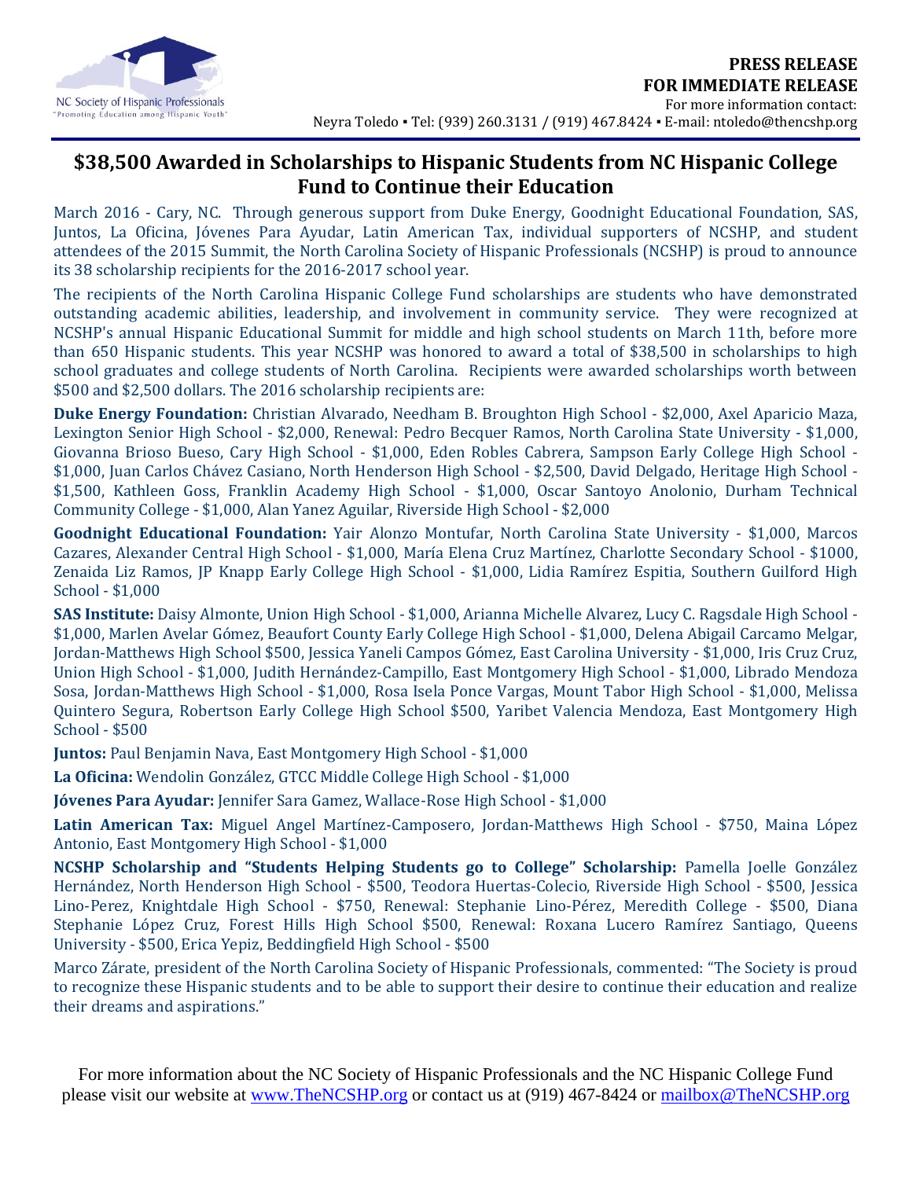NC Society of Hispanic Professionals
"Promoting Education among Hispanic Youth"

**PRESS RELEASE**
**FOR IMMEDIATE RELEASE**
For more information contact:
Neyra Toledo ▪ Tel: (939) 260.3131 / (919) 467.8424 ▪ E-mail: ntoledo@thencshp.org

# $38,500 Awarded in Scholarships to Hispanic Students from NC Hispanic College Fund to Continue their Education

March 2016 - Cary, NC. Through generous support from Duke Energy, Goodnight Educational Foundation, SAS, Juntos, La Oficina, Jóvenes Para Ayudar, Latin American Tax, individual supporters of NCSHP, and student attendees of the 2015 Summit, the North Carolina Society of Hispanic Professionals (NCSHP) is proud to announce its 38 scholarship recipients for the 2016-2017 school year.

The recipients of the North Carolina Hispanic College Fund scholarships are students who have demonstrated outstanding academic abilities, leadership, and involvement in community service. They were recognized at NCSHP's annual Hispanic Educational Summit for middle and high school students on March 11th, before more than 650 Hispanic students. This year NCSHP was honored to award a total of $38,500 in scholarships to high school graduates and college students of North Carolina. Recipients were awarded scholarships worth between $500 and $2,500 dollars. The 2016 scholarship recipients are:

**Duke Energy Foundation:** Christian Alvarado, Needham B. Broughton High School - $2,000, Axel Aparicio Maza, Lexington Senior High School - $2,000, Renewal: Pedro Becquer Ramos, North Carolina State University - $1,000, Giovanna Brioso Bueso, Cary High School - $1,000, Eden Robles Cabrera, Sampson Early College High School - $1,000, Juan Carlos Chávez Casiano, North Henderson High School - $2,500, David Delgado, Heritage High School - $1,500, Kathleen Goss, Franklin Academy High School - $1,000, Oscar Santoyo Anolonio, Durham Technical Community College - $1,000, Alan Yanez Aguilar, Riverside High School - $2,000

**Goodnight Educational Foundation:** Yair Alonzo Montufar, North Carolina State University - $1,000, Marcos Cazares, Alexander Central High School - $1,000, María Elena Cruz Martínez, Charlotte Secondary School - $1000, Zenaida Liz Ramos, JP Knapp Early College High School - $1,000, Lidia Ramírez Espitia, Southern Guilford High School - $1,000

**SAS Institute:** Daisy Almonte, Union High School - $1,000, Arianna Michelle Alvarez, Lucy C. Ragsdale High School - $1,000, Marlen Avelar Gómez, Beaufort County Early College High School - $1,000, Delena Abigail Carcamo Melgar, Jordan-Matthews High School $500, Jessica Yaneli Campos Gómez, East Carolina University - $1,000, Iris Cruz Cruz, Union High School - $1,000, Judith Hernández-Campillo, East Montgomery High School - $1,000, Librado Mendoza Sosa, Jordan-Matthews High School - $1,000, Rosa Isela Ponce Vargas, Mount Tabor High School - $1,000, Melissa Quintero Segura, Robertson Early College High School $500, Yaribet Valencia Mendoza, East Montgomery High School - $500

**Juntos:** Paul Benjamin Nava, East Montgomery High School - $1,000

**La Oficina:** Wendolin González, GTCC Middle College High School - $1,000

**Jóvenes Para Ayudar:** Jennifer Sara Gamez, Wallace-Rose High School - $1,000

**Latin American Tax:** Miguel Angel Martínez-Camposero, Jordan-Matthews High School - $750, Maina López Antonio, East Montgomery High School - $1,000

**NCSHP Scholarship and "Students Helping Students go to College" Scholarship:** Pamella Joelle González Hernández, North Henderson High School - $500, Teodora Huertas-Colecio, Riverside High School - $500, Jessica Lino-Perez, Knightdale High School - $750, Renewal: Stephanie Lino-Pérez, Meredith College - $500, Diana Stephanie López Cruz, Forest Hills High School $500, Renewal: Roxana Lucero Ramírez Santiago, Queens University - $500, Erica Yepiz, Beddingfield High School - $500

Marco Zárate, president of the North Carolina Society of Hispanic Professionals, commented: "The Society is proud to recognize these Hispanic students and to be able to support their desire to continue their education and realize their dreams and aspirations."

For more information about the NC Society of Hispanic Professionals and the NC Hispanic College Fund please visit our website at [www.TheNCSHP.org](http://www.TheNCSHP.org) or contact us at (919) 467-8424 or [mailbox@TheNCSHP.org](mailto:mailbox@TheNCSHP.org)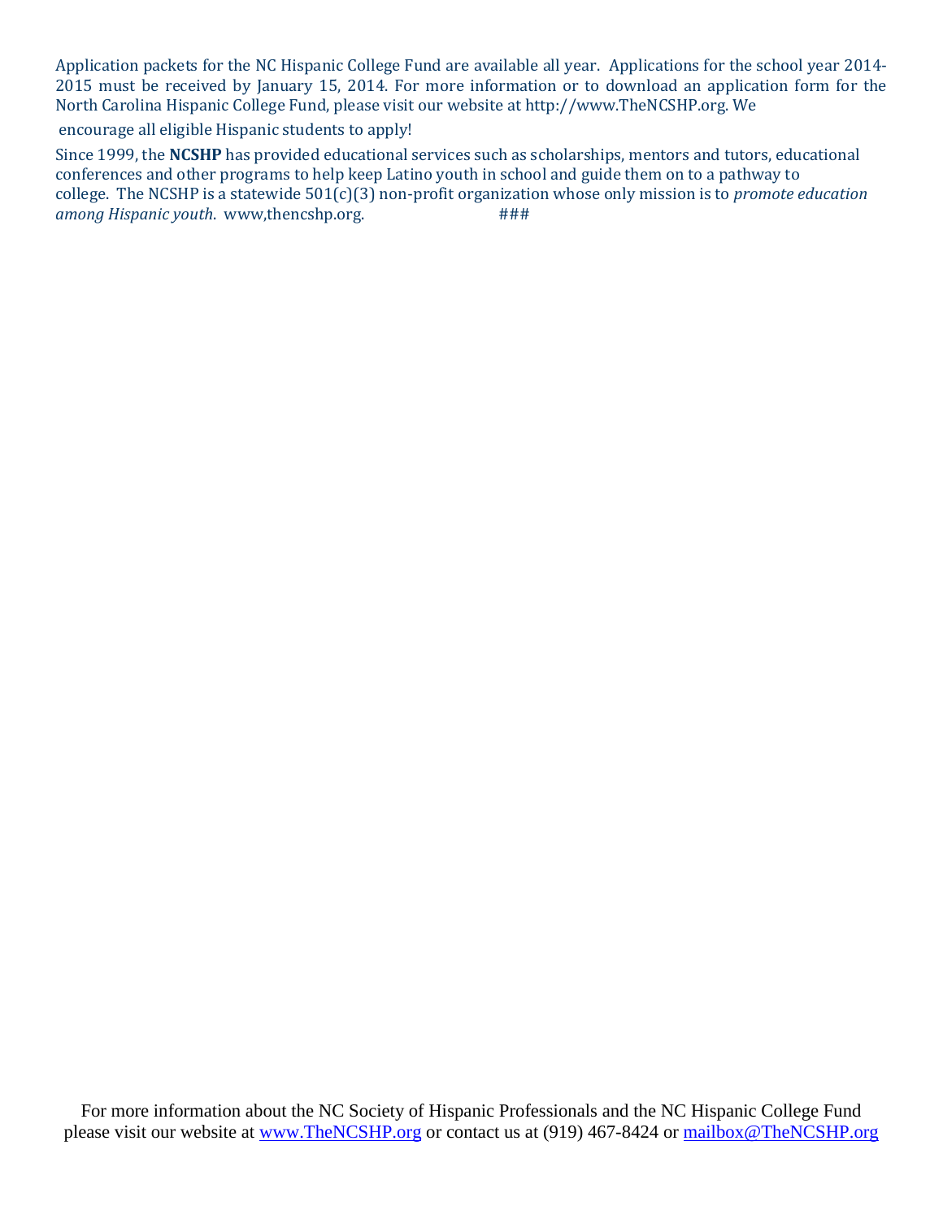Application packets for the NC Hispanic College Fund are available all year. Applications for the school year 2014-2015 must be received by January 15, 2014. For more information or to download an application form for the North Carolina Hispanic College Fund, please visit our website at http://www.TheNCSHP.org. We encourage all eligible Hispanic students to apply!

Since 1999, the **NCSHP** has provided educational services such as scholarships, mentors and tutors, educational conferences and other programs to help keep Latino youth in school and guide them on to a pathway to college. The NCSHP is a statewide 501(c)(3) non-profit organization whose only mission is to *promote education among Hispanic youth*. www,thencshp.org. ###

For more information about the NC Society of Hispanic Professionals and the NC Hispanic College Fund please visit our website at www.TheNCSHP.org or contact us at (919) 467-8424 or mailbox@TheNCSHP.org